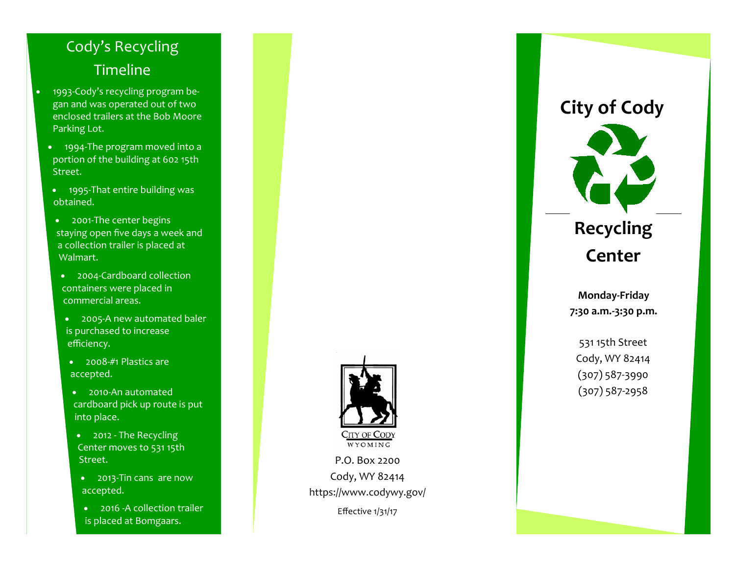## Cody's Recycling Timeline

- 1993-Cody's recycling program began and was operated out of two enclosed trailers at the Bob Moore Parking Lot.
- 1994-The program moved into a portion of the building at 602 15th Street.
- 1995-That entire building was obtained.
- 2001-The center begins staying open five days a week and a collection trailer is placed at Walmart.
- 2004-Cardboard collection containers were placed in commercial areas.
- 2005-A new automated baler is purchased to increase efficiency.
- 2008-#1 Plastics are accepted.
- 2010-An automated cardboard pick up route is put into place.
- 2012 - The Recycling Center moves to 531 15th Street.
- 2013-Tin cans are now accepted.
- 2016 -A collection trailer is placed at Bomgaars.

CITY OF CODY
WYOMING

P.O. Box 2200
Cody, WY 82414
https://www.codywy.gov/

Effective 1/31/17

# City of Cody

# Recycling Center

**Monday-Friday**
**7:30 a.m.-3:30 p.m.**

531 15th Street
Cody, WY 82414
(307) 587-3990
(307) 587-2958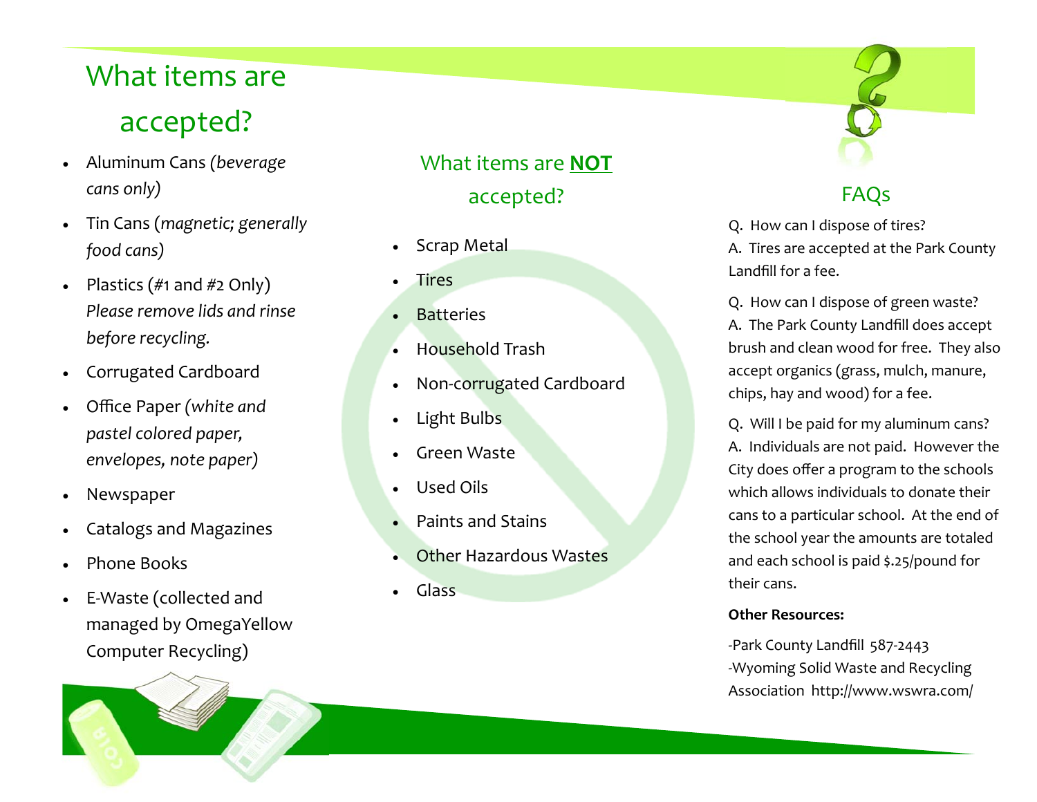## What items are accepted?

- Aluminum Cans *(beverage cans only)*
- Tin Cans (*magnetic; generally food cans)*
- Plastics (#1 and #2 Only) *Please remove lids and rinse before recycling.*
- Corrugated Cardboard
- Office Paper *(white and pastel colored paper, envelopes, note paper)*
- Newspaper
- Catalogs and Magazines
- Phone Books
- E-Waste (collected and managed by OmegaYellow Computer Recycling)

## What items are **NOT** accepted?

- Scrap Metal
- Tires
- Batteries
- Household Trash
- Non-corrugated Cardboard
- Light Bulbs
- Green Waste
- Used Oils
- Paints and Stains
- Other Hazardous Wastes
- Glass

## FAQs

Q. How can I dispose of tires?
A. Tires are accepted at the Park County Landfill for a fee.

Q. How can I dispose of green waste?
A. The Park County Landfill does accept brush and clean wood for free. They also accept organics (grass, mulch, manure, chips, hay and wood) for a fee.

Q. Will I be paid for my aluminum cans?
A. Individuals are not paid. However the City does offer a program to the schools which allows individuals to donate their cans to a particular school. At the end of the school year the amounts are totaled and each school is paid $.25/pound for their cans.

**Other Resources:**

-Park County Landfill 587-2443
-Wyoming Solid Waste and Recycling Association http://www.wswra.com/